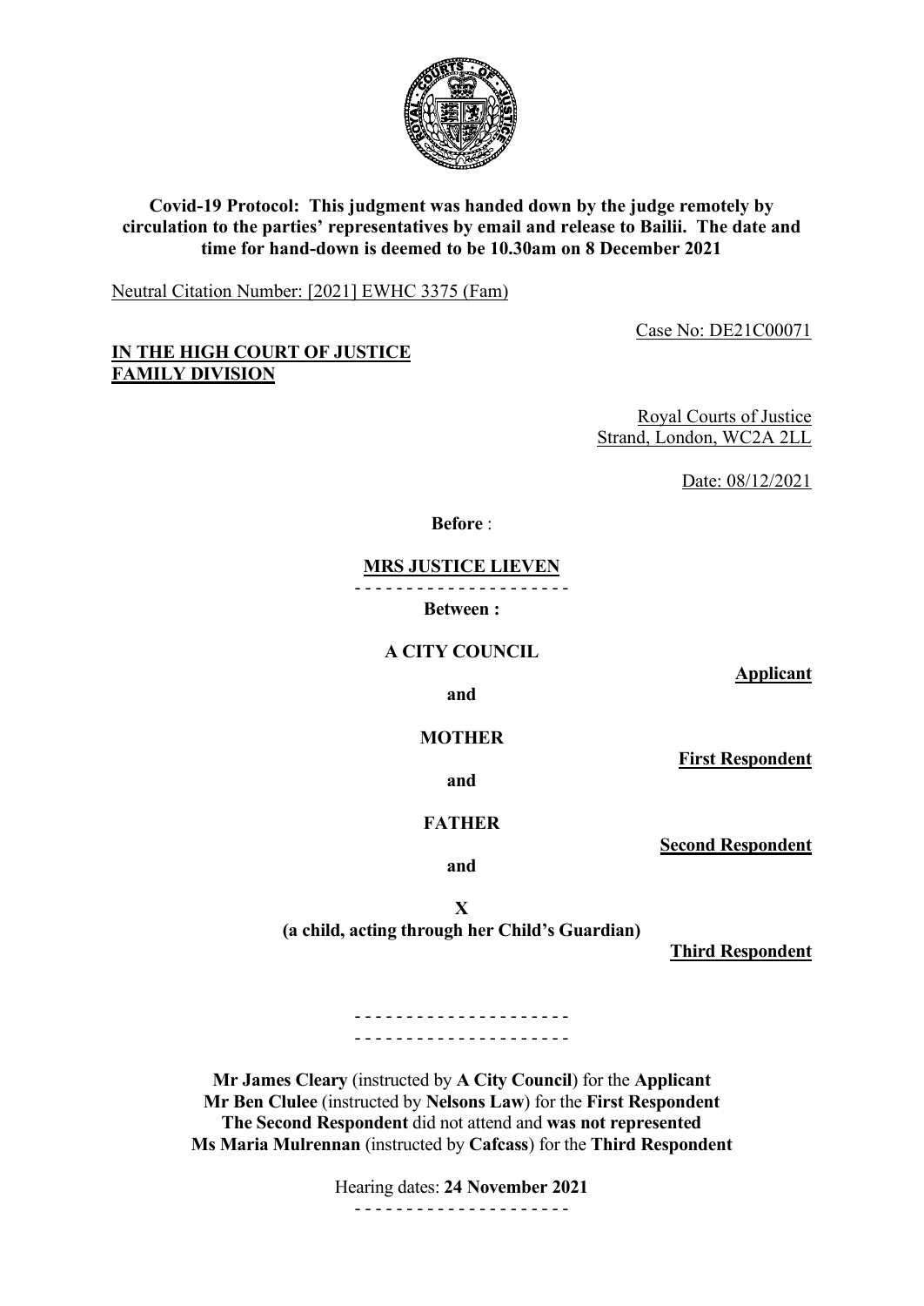**Covid-19 Protocol: This judgment was handed down by the judge remotely by circulation to the parties' representatives by email and release to Bailii. The date and time for hand-down is deemed to be 10.30am on 8 December 2021**

Neutral Citation Number: [2021] EWHC 3375 (Fam)

Case No: DE21C00071

**IN THE HIGH COURT OF JUSTICE**
**FAMILY DIVISION**

Royal Courts of Justice
Strand, London, WC2A 2LL

Date: 08/12/2021

**Before** :

**MRS JUSTICE LIEVEN**

- - - - - - - - - - - - - - - - - - - - -

**Between :**

**A CITY COUNCIL** — **Applicant**

**and**

**MOTHER** — **First Respondent**

**and**

**FATHER** — **Second Respondent**

**and**

**X**
**(a child, acting through her Child's Guardian)** — **Third Respondent**

- - - - - - - - - - - - - - - - - - - - -
- - - - - - - - - - - - - - - - - - - - -

**Mr James Cleary** (instructed by **A City Council**) for the **Applicant**
**Mr Ben Clulee** (instructed by **Nelsons Law**) for the **First Respondent**
**The Second Respondent** did not attend and **was not represented**
**Ms Maria Mulrennan** (instructed by **Cafcass**) for the **Third Respondent**

Hearing dates: **24 November 2021**

- - - - - - - - - - - - - - - - - - - - -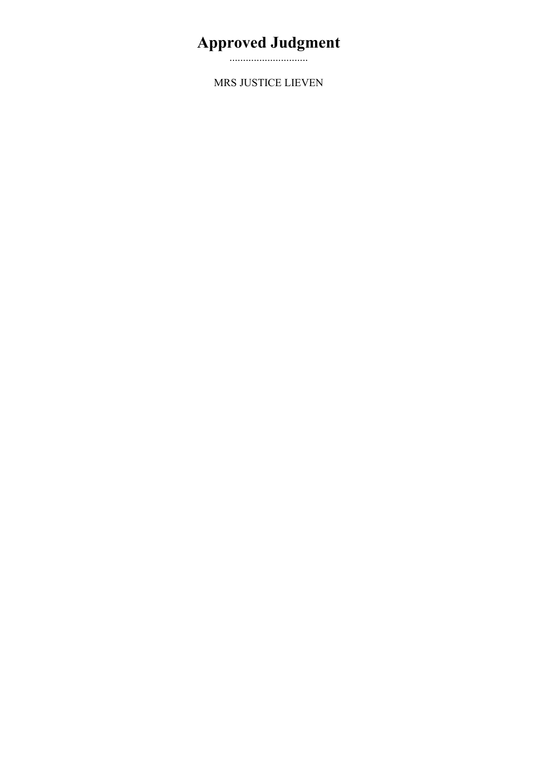# Approved Judgment

.............................

MRS JUSTICE LIEVEN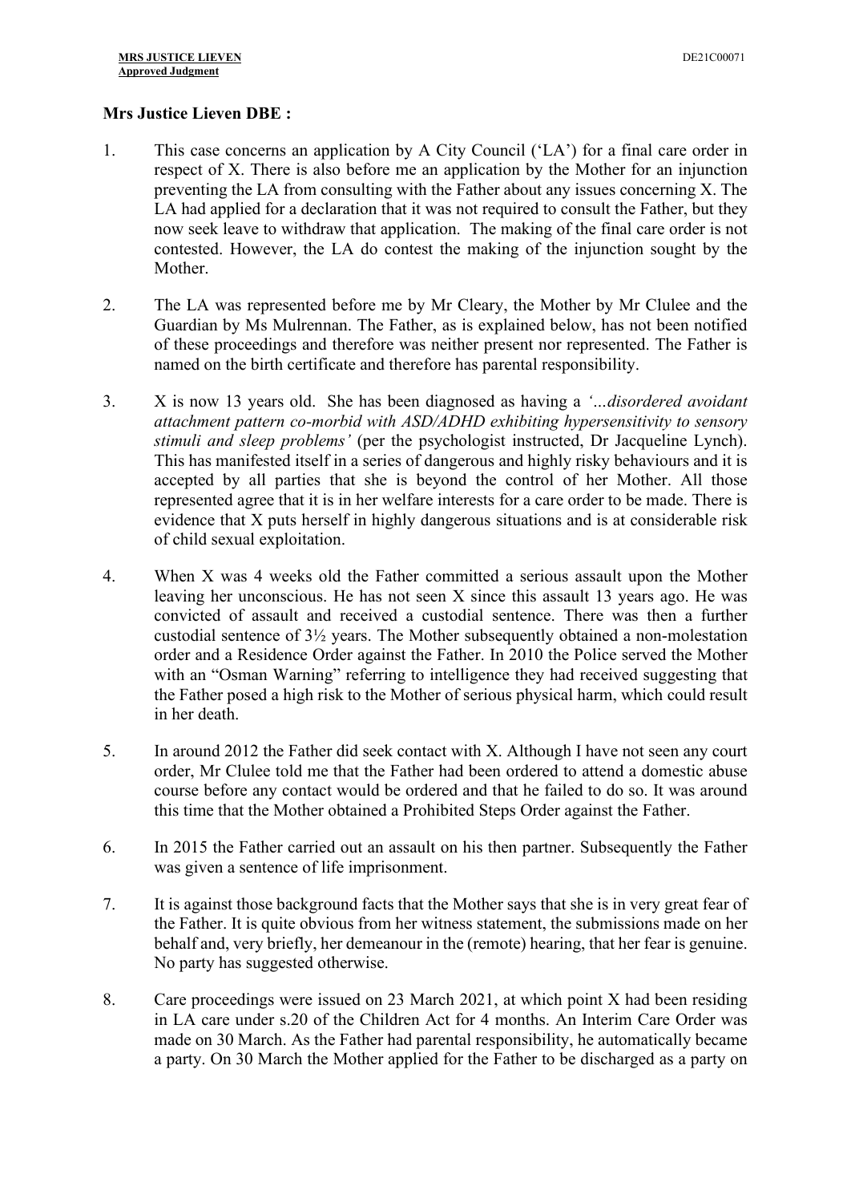**Mrs Justice Lieven DBE :**

1. This case concerns an application by A City Council ('LA') for a final care order in respect of X. There is also before me an application by the Mother for an injunction preventing the LA from consulting with the Father about any issues concerning X. The LA had applied for a declaration that it was not required to consult the Father, but they now seek leave to withdraw that application. The making of the final care order is not contested. However, the LA do contest the making of the injunction sought by the Mother.

2. The LA was represented before me by Mr Cleary, the Mother by Mr Clulee and the Guardian by Ms Mulrennan. The Father, as is explained below, has not been notified of these proceedings and therefore was neither present nor represented. The Father is named on the birth certificate and therefore has parental responsibility.

3. X is now 13 years old. She has been diagnosed as having a *'…disordered avoidant attachment pattern co-morbid with ASD/ADHD exhibiting hypersensitivity to sensory stimuli and sleep problems'* (per the psychologist instructed, Dr Jacqueline Lynch). This has manifested itself in a series of dangerous and highly risky behaviours and it is accepted by all parties that she is beyond the control of her Mother. All those represented agree that it is in her welfare interests for a care order to be made. There is evidence that X puts herself in highly dangerous situations and is at considerable risk of child sexual exploitation.

4. When X was 4 weeks old the Father committed a serious assault upon the Mother leaving her unconscious. He has not seen X since this assault 13 years ago. He was convicted of assault and received a custodial sentence. There was then a further custodial sentence of 3½ years. The Mother subsequently obtained a non-molestation order and a Residence Order against the Father. In 2010 the Police served the Mother with an "Osman Warning" referring to intelligence they had received suggesting that the Father posed a high risk to the Mother of serious physical harm, which could result in her death.

5. In around 2012 the Father did seek contact with X. Although I have not seen any court order, Mr Clulee told me that the Father had been ordered to attend a domestic abuse course before any contact would be ordered and that he failed to do so. It was around this time that the Mother obtained a Prohibited Steps Order against the Father.

6. In 2015 the Father carried out an assault on his then partner. Subsequently the Father was given a sentence of life imprisonment.

7. It is against those background facts that the Mother says that she is in very great fear of the Father. It is quite obvious from her witness statement, the submissions made on her behalf and, very briefly, her demeanour in the (remote) hearing, that her fear is genuine. No party has suggested otherwise.

8. Care proceedings were issued on 23 March 2021, at which point X had been residing in LA care under s.20 of the Children Act for 4 months. An Interim Care Order was made on 30 March. As the Father had parental responsibility, he automatically became a party. On 30 March the Mother applied for the Father to be discharged as a party on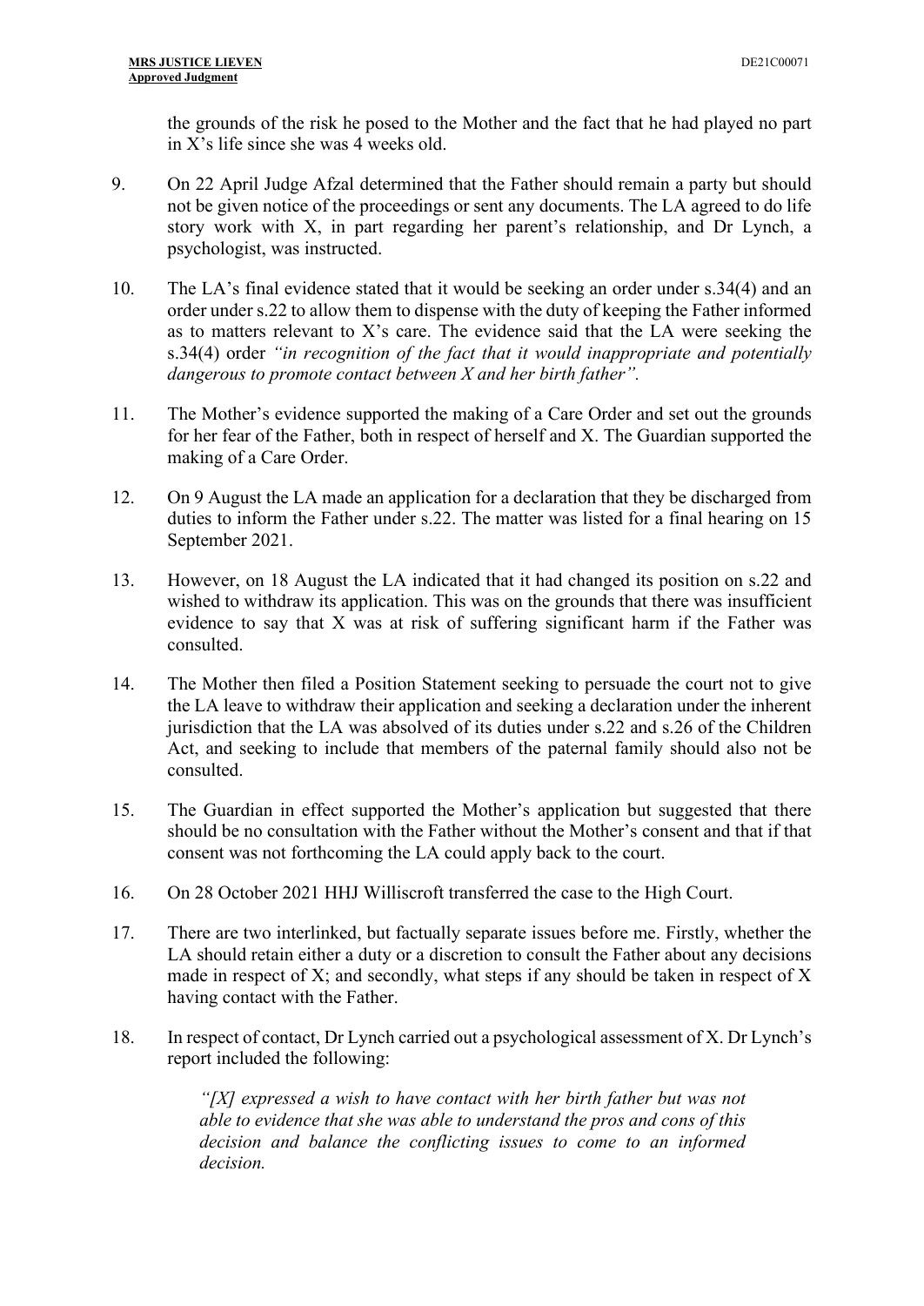the grounds of the risk he posed to the Mother and the fact that he had played no part in X's life since she was 4 weeks old.

9. On 22 April Judge Afzal determined that the Father should remain a party but should not be given notice of the proceedings or sent any documents. The LA agreed to do life story work with X, in part regarding her parent's relationship, and Dr Lynch, a psychologist, was instructed.

10. The LA's final evidence stated that it would be seeking an order under s.34(4) and an order under s.22 to allow them to dispense with the duty of keeping the Father informed as to matters relevant to X's care. The evidence said that the LA were seeking the s.34(4) order *"in recognition of the fact that it would inappropriate and potentially dangerous to promote contact between X and her birth father"*.

11. The Mother's evidence supported the making of a Care Order and set out the grounds for her fear of the Father, both in respect of herself and X. The Guardian supported the making of a Care Order.

12. On 9 August the LA made an application for a declaration that they be discharged from duties to inform the Father under s.22. The matter was listed for a final hearing on 15 September 2021.

13. However, on 18 August the LA indicated that it had changed its position on s.22 and wished to withdraw its application. This was on the grounds that there was insufficient evidence to say that X was at risk of suffering significant harm if the Father was consulted.

14. The Mother then filed a Position Statement seeking to persuade the court not to give the LA leave to withdraw their application and seeking a declaration under the inherent jurisdiction that the LA was absolved of its duties under s.22 and s.26 of the Children Act, and seeking to include that members of the paternal family should also not be consulted.

15. The Guardian in effect supported the Mother's application but suggested that there should be no consultation with the Father without the Mother's consent and that if that consent was not forthcoming the LA could apply back to the court.

16. On 28 October 2021 HHJ Williscroft transferred the case to the High Court.

17. There are two interlinked, but factually separate issues before me. Firstly, whether the LA should retain either a duty or a discretion to consult the Father about any decisions made in respect of X; and secondly, what steps if any should be taken in respect of X having contact with the Father.

18. In respect of contact, Dr Lynch carried out a psychological assessment of X. Dr Lynch's report included the following:

> *"[X] expressed a wish to have contact with her birth father but was not able to evidence that she was able to understand the pros and cons of this decision and balance the conflicting issues to come to an informed decision.*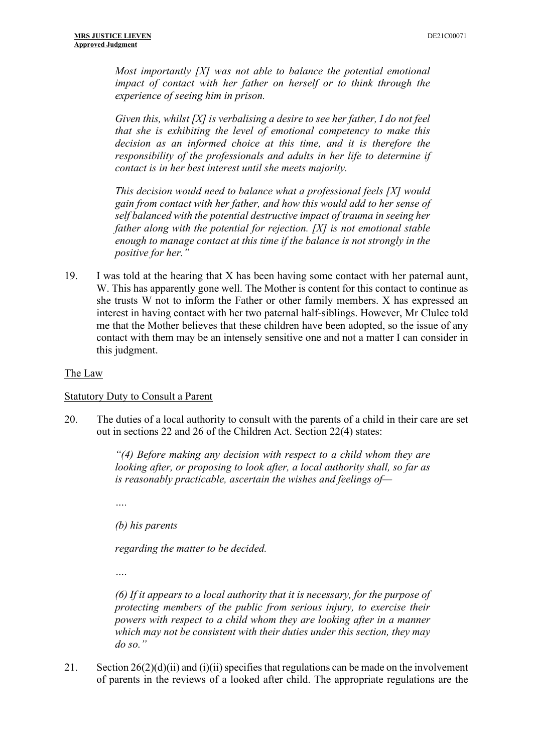*Most importantly [X] was not able to balance the potential emotional impact of contact with her father on herself or to think through the experience of seeing him in prison.*

*Given this, whilst [X] is verbalising a desire to see her father, I do not feel that she is exhibiting the level of emotional competency to make this decision as an informed choice at this time, and it is therefore the responsibility of the professionals and adults in her life to determine if contact is in her best interest until she meets majority.*

*This decision would need to balance what a professional feels [X] would gain from contact with her father, and how this would add to her sense of self balanced with the potential destructive impact of trauma in seeing her father along with the potential for rejection. [X] is not emotional stable enough to manage contact at this time if the balance is not strongly in the positive for her."*

19. I was told at the hearing that X has been having some contact with her paternal aunt, W. This has apparently gone well. The Mother is content for this contact to continue as she trusts W not to inform the Father or other family members. X has expressed an interest in having contact with her two paternal half-siblings. However, Mr Clulee told me that the Mother believes that these children have been adopted, so the issue of any contact with them may be an intensely sensitive one and not a matter I can consider in this judgment.

## The Law

### Statutory Duty to Consult a Parent

20. The duties of a local authority to consult with the parents of a child in their care are set out in sections 22 and 26 of the Children Act. Section 22(4) states:

> *"(4) Before making any decision with respect to a child whom they are looking after, or proposing to look after, a local authority shall, so far as is reasonably practicable, ascertain the wishes and feelings of—*
>
> *….*
>
> *(b) his parents*
>
> *regarding the matter to be decided.*
>
> *….*
>
> *(6) If it appears to a local authority that it is necessary, for the purpose of protecting members of the public from serious injury, to exercise their powers with respect to a child whom they are looking after in a manner which may not be consistent with their duties under this section, they may do so."*

21. Section 26(2)(d)(ii) and (i)(ii) specifies that regulations can be made on the involvement of parents in the reviews of a looked after child. The appropriate regulations are the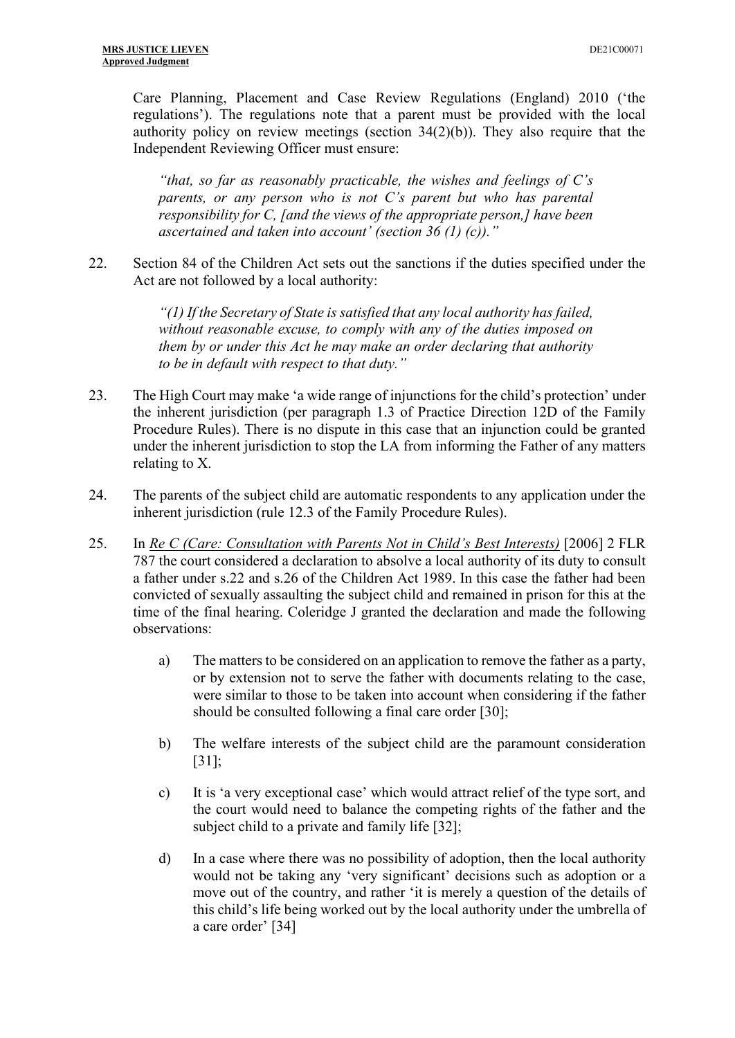Care Planning, Placement and Case Review Regulations (England) 2010 ('the regulations'). The regulations note that a parent must be provided with the local authority policy on review meetings (section 34(2)(b)). They also require that the Independent Reviewing Officer must ensure:

> *"that, so far as reasonably practicable, the wishes and feelings of C's parents, or any person who is not C's parent but who has parental responsibility for C, [and the views of the appropriate person,] have been ascertained and taken into account' (section 36 (1) (c))."*

22. Section 84 of the Children Act sets out the sanctions if the duties specified under the Act are not followed by a local authority:

> *"(1) If the Secretary of State is satisfied that any local authority has failed, without reasonable excuse, to comply with any of the duties imposed on them by or under this Act he may make an order declaring that authority to be in default with respect to that duty."*

23. The High Court may make 'a wide range of injunctions for the child's protection' under the inherent jurisdiction (per paragraph 1.3 of Practice Direction 12D of the Family Procedure Rules). There is no dispute in this case that an injunction could be granted under the inherent jurisdiction to stop the LA from informing the Father of any matters relating to X.

24. The parents of the subject child are automatic respondents to any application under the inherent jurisdiction (rule 12.3 of the Family Procedure Rules).

25. In *Re C (Care: Consultation with Parents Not in Child's Best Interests)* [2006] 2 FLR 787 the court considered a declaration to absolve a local authority of its duty to consult a father under s.22 and s.26 of the Children Act 1989. In this case the father had been convicted of sexually assaulting the subject child and remained in prison for this at the time of the final hearing. Coleridge J granted the declaration and made the following observations:

    a) The matters to be considered on an application to remove the father as a party, or by extension not to serve the father with documents relating to the case, were similar to those to be taken into account when considering if the father should be consulted following a final care order [30];

    b) The welfare interests of the subject child are the paramount consideration [31];

    c) It is 'a very exceptional case' which would attract relief of the type sort, and the court would need to balance the competing rights of the father and the subject child to a private and family life [32];

    d) In a case where there was no possibility of adoption, then the local authority would not be taking any 'very significant' decisions such as adoption or a move out of the country, and rather 'it is merely a question of the details of this child's life being worked out by the local authority under the umbrella of a care order' [34]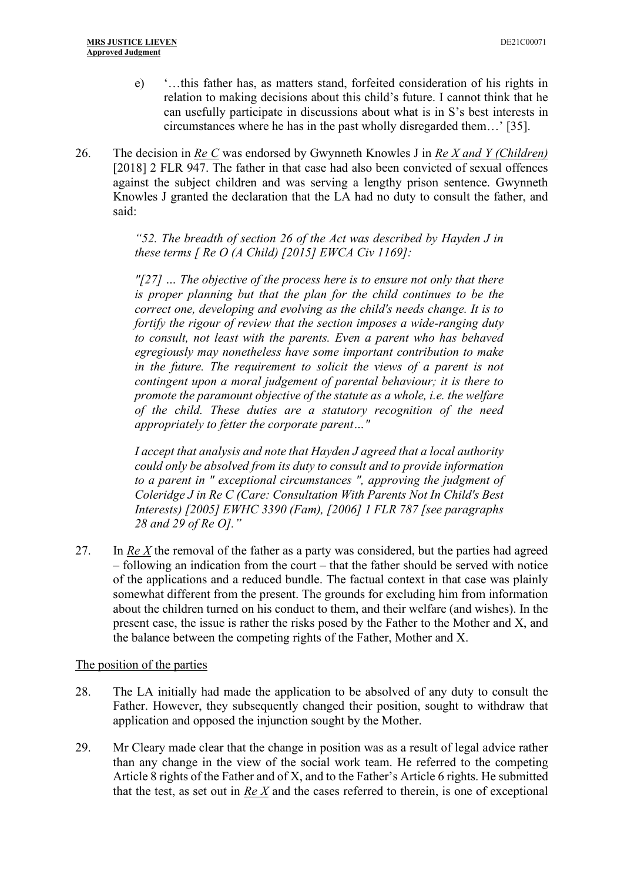e) '…this father has, as matters stand, forfeited consideration of his rights in relation to making decisions about this child's future. I cannot think that he can usefully participate in discussions about what is in S's best interests in circumstances where he has in the past wholly disregarded them…' [35].

26. The decision in *Re C* was endorsed by Gwynneth Knowles J in *Re X and Y (Children)* [2018] 2 FLR 947. The father in that case had also been convicted of sexual offences against the subject children and was serving a lengthy prison sentence. Gwynneth Knowles J granted the declaration that the LA had no duty to consult the father, and said:

> *"52. The breadth of section 26 of the Act was described by Hayden J in these terms [ Re O (A Child) [2015] EWCA Civ 1169]:*
>
> *"[27] … The objective of the process here is to ensure not only that there is proper planning but that the plan for the child continues to be the correct one, developing and evolving as the child's needs change. It is to fortify the rigour of review that the section imposes a wide-ranging duty to consult, not least with the parents. Even a parent who has behaved egregiously may nonetheless have some important contribution to make in the future. The requirement to solicit the views of a parent is not contingent upon a moral judgement of parental behaviour; it is there to promote the paramount objective of the statute as a whole, i.e. the welfare of the child. These duties are a statutory recognition of the need appropriately to fetter the corporate parent…"*
>
> *I accept that analysis and note that Hayden J agreed that a local authority could only be absolved from its duty to consult and to provide information to a parent in " exceptional circumstances ", approving the judgment of Coleridge J in Re C (Care: Consultation With Parents Not In Child's Best Interests) [2005] EWHC 3390 (Fam), [2006] 1 FLR 787 [see paragraphs 28 and 29 of Re O]."*

27. In *Re X* the removal of the father as a party was considered, but the parties had agreed – following an indication from the court – that the father should be served with notice of the applications and a reduced bundle. The factual context in that case was plainly somewhat different from the present. The grounds for excluding him from information about the children turned on his conduct to them, and their welfare (and wishes). In the present case, the issue is rather the risks posed by the Father to the Mother and X, and the balance between the competing rights of the Father, Mother and X.

## The position of the parties

28. The LA initially had made the application to be absolved of any duty to consult the Father. However, they subsequently changed their position, sought to withdraw that application and opposed the injunction sought by the Mother.

29. Mr Cleary made clear that the change in position was as a result of legal advice rather than any change in the view of the social work team. He referred to the competing Article 8 rights of the Father and of X, and to the Father's Article 6 rights. He submitted that the test, as set out in *Re X* and the cases referred to therein, is one of exceptional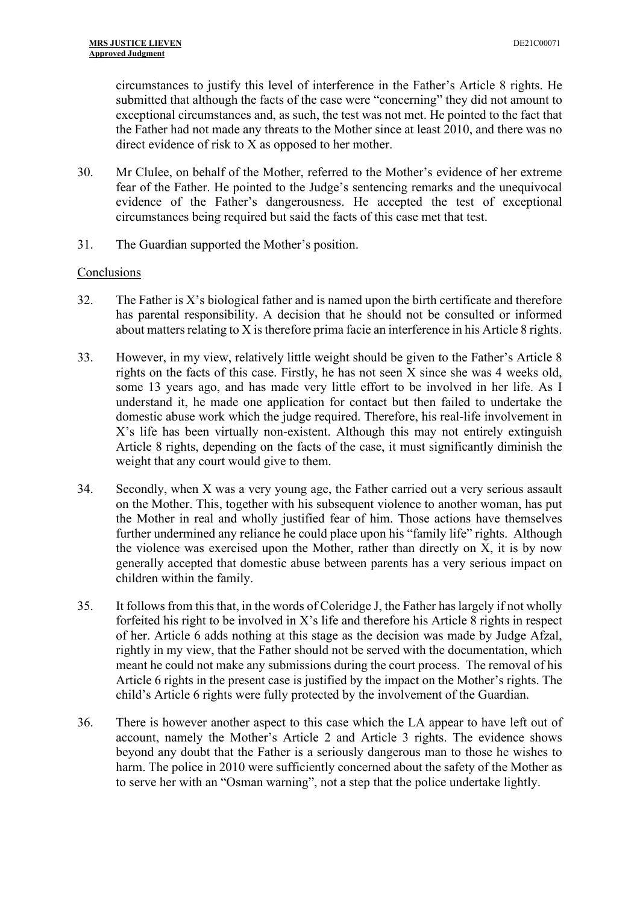circumstances to justify this level of interference in the Father's Article 8 rights. He submitted that although the facts of the case were "concerning" they did not amount to exceptional circumstances and, as such, the test was not met. He pointed to the fact that the Father had not made any threats to the Mother since at least 2010, and there was no direct evidence of risk to X as opposed to her mother.

30. Mr Clulee, on behalf of the Mother, referred to the Mother's evidence of her extreme fear of the Father. He pointed to the Judge's sentencing remarks and the unequivocal evidence of the Father's dangerousness. He accepted the test of exceptional circumstances being required but said the facts of this case met that test.

31. The Guardian supported the Mother's position.

## Conclusions

32. The Father is X's biological father and is named upon the birth certificate and therefore has parental responsibility. A decision that he should not be consulted or informed about matters relating to X is therefore prima facie an interference in his Article 8 rights.

33. However, in my view, relatively little weight should be given to the Father's Article 8 rights on the facts of this case. Firstly, he has not seen X since she was 4 weeks old, some 13 years ago, and has made very little effort to be involved in her life. As I understand it, he made one application for contact but then failed to undertake the domestic abuse work which the judge required. Therefore, his real-life involvement in X's life has been virtually non-existent. Although this may not entirely extinguish Article 8 rights, depending on the facts of the case, it must significantly diminish the weight that any court would give to them.

34. Secondly, when X was a very young age, the Father carried out a very serious assault on the Mother. This, together with his subsequent violence to another woman, has put the Mother in real and wholly justified fear of him. Those actions have themselves further undermined any reliance he could place upon his "family life" rights. Although the violence was exercised upon the Mother, rather than directly on X, it is by now generally accepted that domestic abuse between parents has a very serious impact on children within the family.

35. It follows from this that, in the words of Coleridge J, the Father has largely if not wholly forfeited his right to be involved in X's life and therefore his Article 8 rights in respect of her. Article 6 adds nothing at this stage as the decision was made by Judge Afzal, rightly in my view, that the Father should not be served with the documentation, which meant he could not make any submissions during the court process. The removal of his Article 6 rights in the present case is justified by the impact on the Mother's rights. The child's Article 6 rights were fully protected by the involvement of the Guardian.

36. There is however another aspect to this case which the LA appear to have left out of account, namely the Mother's Article 2 and Article 3 rights. The evidence shows beyond any doubt that the Father is a seriously dangerous man to those he wishes to harm. The police in 2010 were sufficiently concerned about the safety of the Mother as to serve her with an "Osman warning", not a step that the police undertake lightly.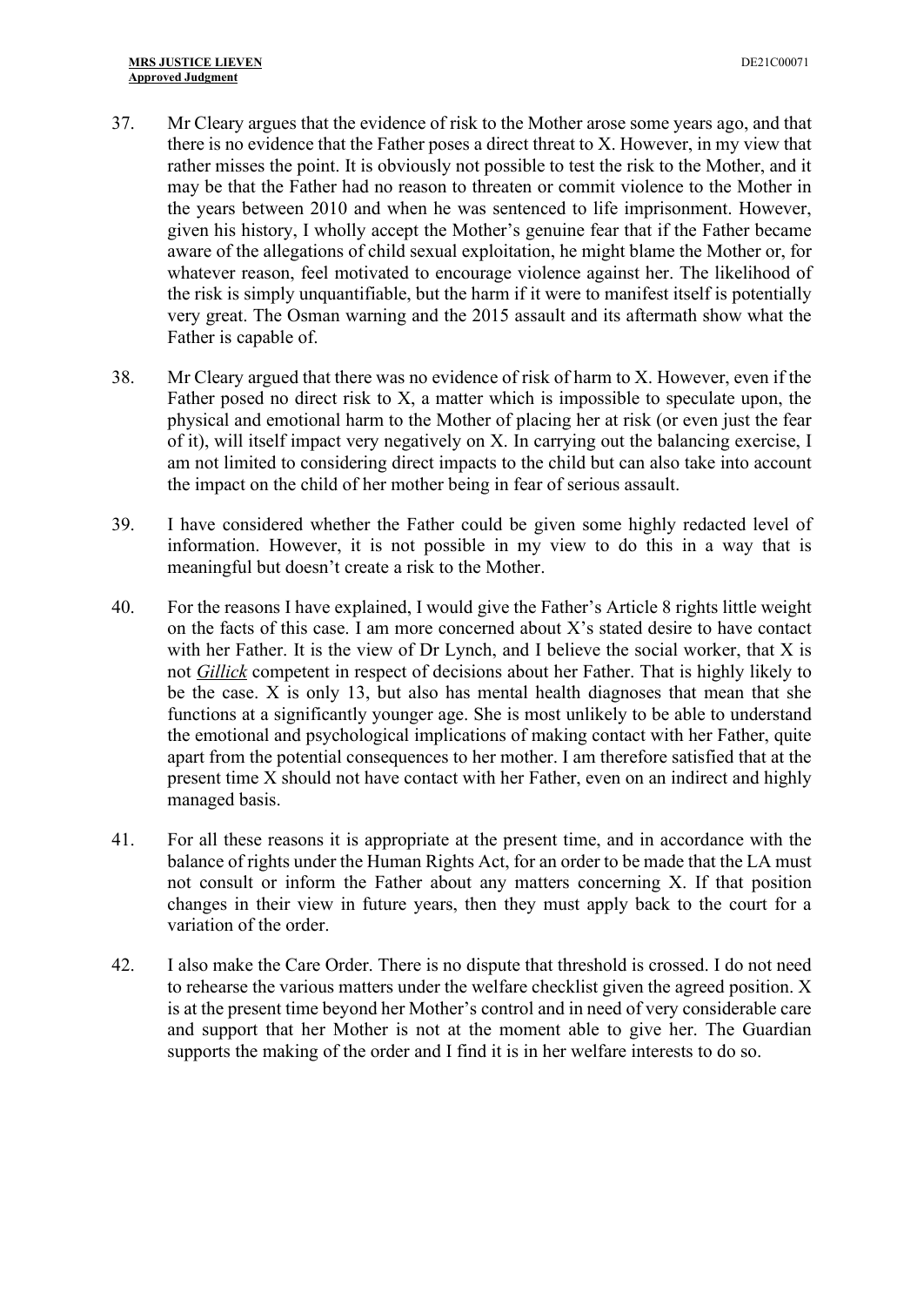37. Mr Cleary argues that the evidence of risk to the Mother arose some years ago, and that there is no evidence that the Father poses a direct threat to X. However, in my view that rather misses the point. It is obviously not possible to test the risk to the Mother, and it may be that the Father had no reason to threaten or commit violence to the Mother in the years between 2010 and when he was sentenced to life imprisonment. However, given his history, I wholly accept the Mother's genuine fear that if the Father became aware of the allegations of child sexual exploitation, he might blame the Mother or, for whatever reason, feel motivated to encourage violence against her. The likelihood of the risk is simply unquantifiable, but the harm if it were to manifest itself is potentially very great. The Osman warning and the 2015 assault and its aftermath show what the Father is capable of.

38. Mr Cleary argued that there was no evidence of risk of harm to X. However, even if the Father posed no direct risk to X, a matter which is impossible to speculate upon, the physical and emotional harm to the Mother of placing her at risk (or even just the fear of it), will itself impact very negatively on X. In carrying out the balancing exercise, I am not limited to considering direct impacts to the child but can also take into account the impact on the child of her mother being in fear of serious assault.

39. I have considered whether the Father could be given some highly redacted level of information. However, it is not possible in my view to do this in a way that is meaningful but doesn't create a risk to the Mother.

40. For the reasons I have explained, I would give the Father's Article 8 rights little weight on the facts of this case. I am more concerned about X's stated desire to have contact with her Father. It is the view of Dr Lynch, and I believe the social worker, that X is not ***Gillick*** competent in respect of decisions about her Father. That is highly likely to be the case. X is only 13, but also has mental health diagnoses that mean that she functions at a significantly younger age. She is most unlikely to be able to understand the emotional and psychological implications of making contact with her Father, quite apart from the potential consequences to her mother. I am therefore satisfied that at the present time X should not have contact with her Father, even on an indirect and highly managed basis.

41. For all these reasons it is appropriate at the present time, and in accordance with the balance of rights under the Human Rights Act, for an order to be made that the LA must not consult or inform the Father about any matters concerning X. If that position changes in their view in future years, then they must apply back to the court for a variation of the order.

42. I also make the Care Order. There is no dispute that threshold is crossed. I do not need to rehearse the various matters under the welfare checklist given the agreed position. X is at the present time beyond her Mother's control and in need of very considerable care and support that her Mother is not at the moment able to give her. The Guardian supports the making of the order and I find it is in her welfare interests to do so.